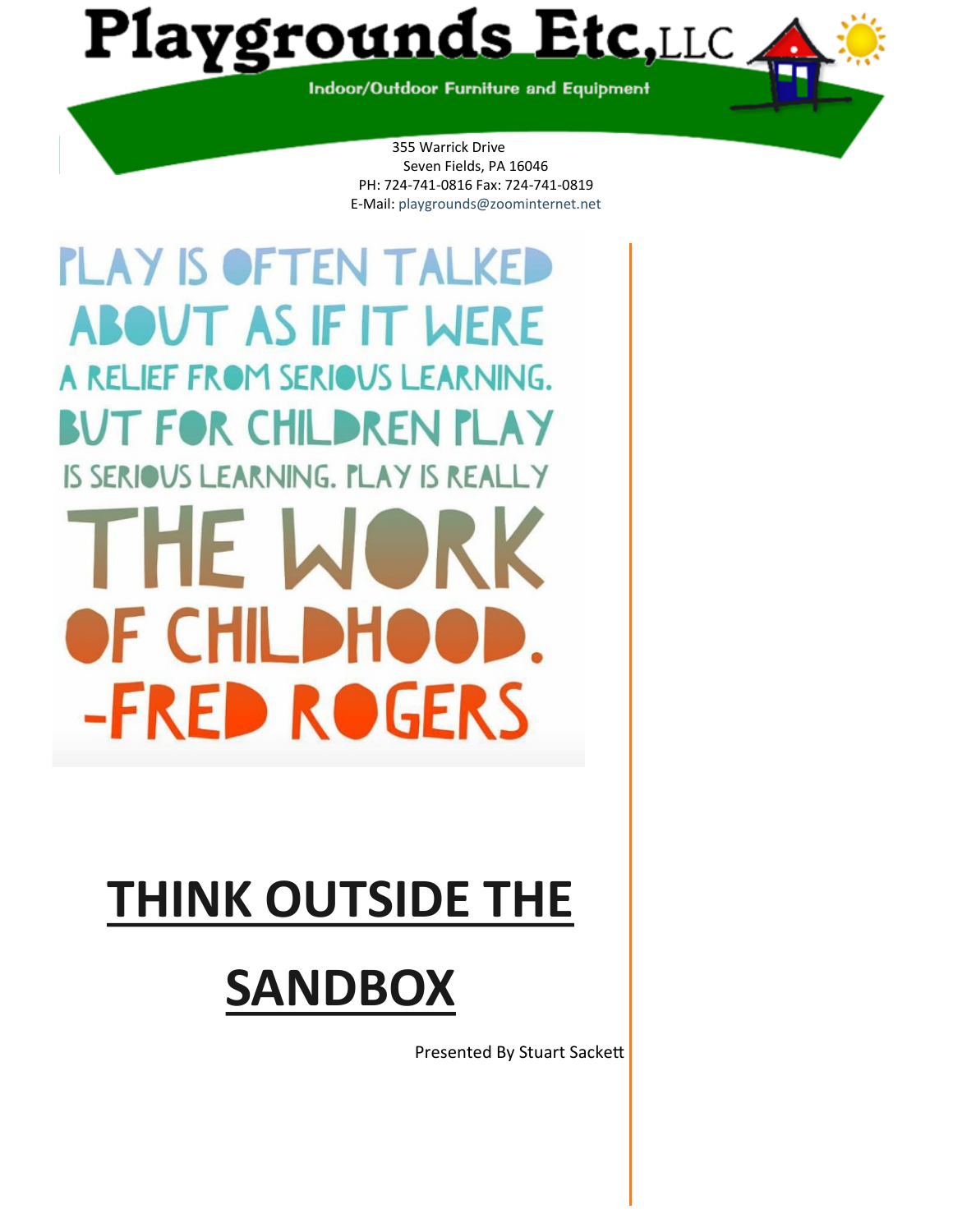# Playgrounds Etc, LLC

Indoor/Outdoor Furniture and Equipment

355 Warrick Drive
Seven Fields, PA 16046
PH: 724-741-0816 Fax: 724-741-0819
E-Mail: playgrounds@zoominternet.net

PLAY IS OFTEN TALKED ABOUT AS IF IT WERE A RELIEF FROM SERIOUS LEARNING. BUT FOR CHILDREN PLAY IS SERIOUS LEARNING. PLAY IS REALLY THE WORK OF CHILDHOOD.
-FRED ROGERS

# THINK OUTSIDE THE SANDBOX

Presented By Stuart Sackett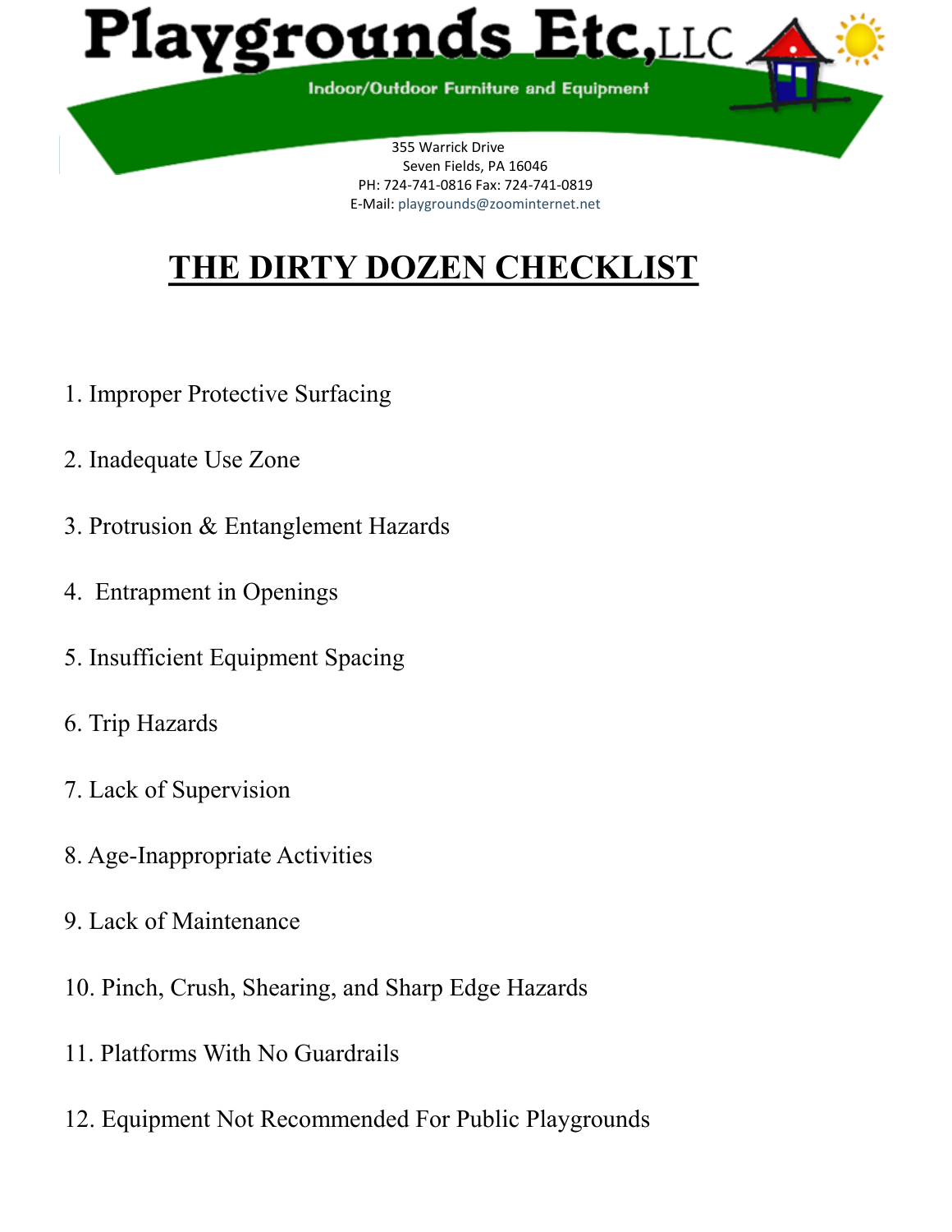# Playgrounds Etc, LLC

Indoor/Outdoor Furniture and Equipment

355 Warrick Drive
Seven Fields, PA 16046
PH: 724-741-0816 Fax: 724-741-0819
E-Mail: playgrounds@zoominternet.net

## THE DIRTY DOZEN CHECKLIST

1. Improper Protective Surfacing
2. Inadequate Use Zone
3. Protrusion & Entanglement Hazards
4. Entrapment in Openings
5. Insufficient Equipment Spacing
6. Trip Hazards
7. Lack of Supervision
8. Age-Inappropriate Activities
9. Lack of Maintenance
10. Pinch, Crush, Shearing, and Sharp Edge Hazards
11. Platforms With No Guardrails
12. Equipment Not Recommended For Public Playgrounds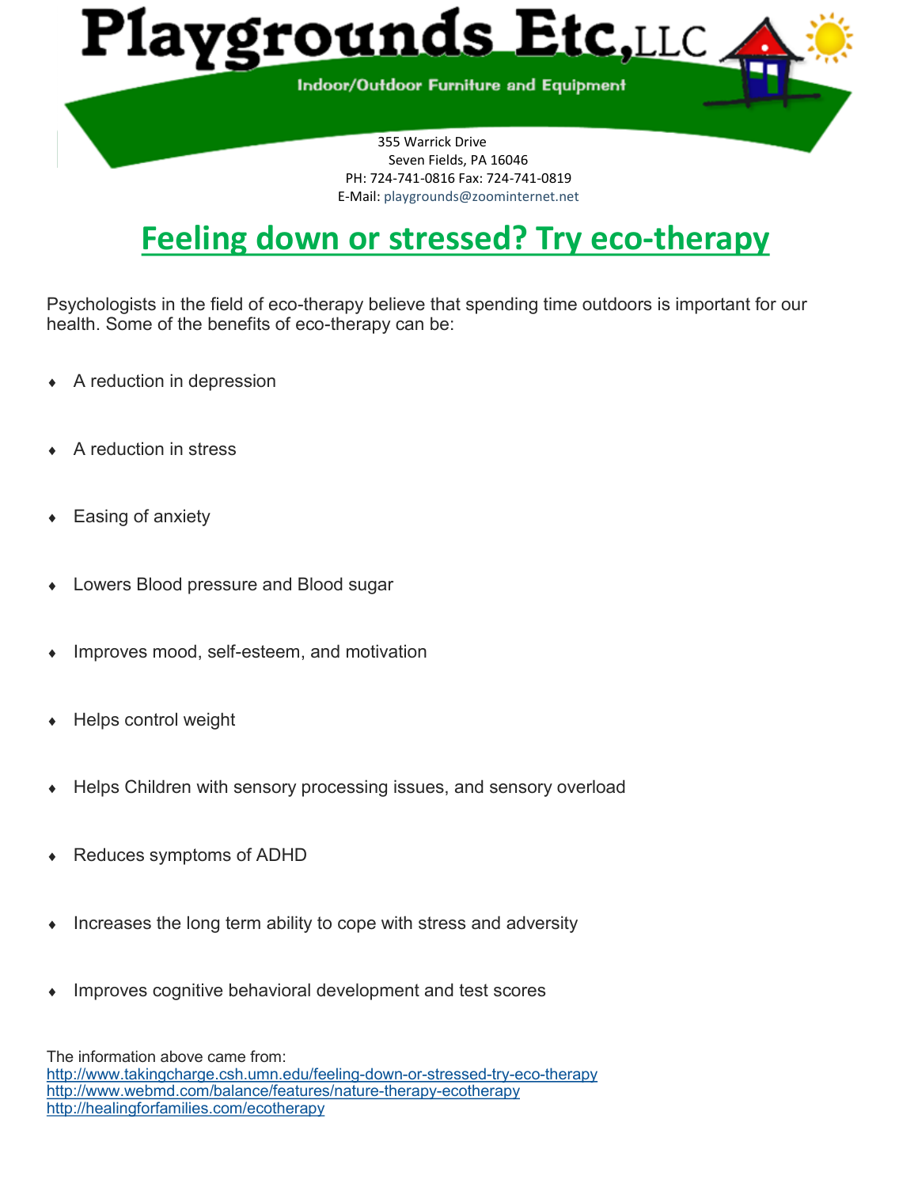# Playgrounds Etc, LLC

Indoor/Outdoor Furniture and Equipment

355 Warrick Drive
Seven Fields, PA 16046
PH: 724-741-0816 Fax: 724-741-0819
E-Mail: playgrounds@zoominternet.net

## Feeling down or stressed? Try eco-therapy

Psychologists in the field of eco-therapy believe that spending time outdoors is important for our health. Some of the benefits of eco-therapy can be:

- A reduction in depression
- A reduction in stress
- Easing of anxiety
- Lowers Blood pressure and Blood sugar
- Improves mood, self-esteem, and motivation
- Helps control weight
- Helps Children with sensory processing issues, and sensory overload
- Reduces symptoms of ADHD
- Increases the long term ability to cope with stress and adversity
- Improves cognitive behavioral development and test scores

The information above came from:
http://www.takingcharge.csh.umn.edu/feeling-down-or-stressed-try-eco-therapy
http://www.webmd.com/balance/features/nature-therapy-ecotherapy
http://healingforfamilies.com/ecotherapy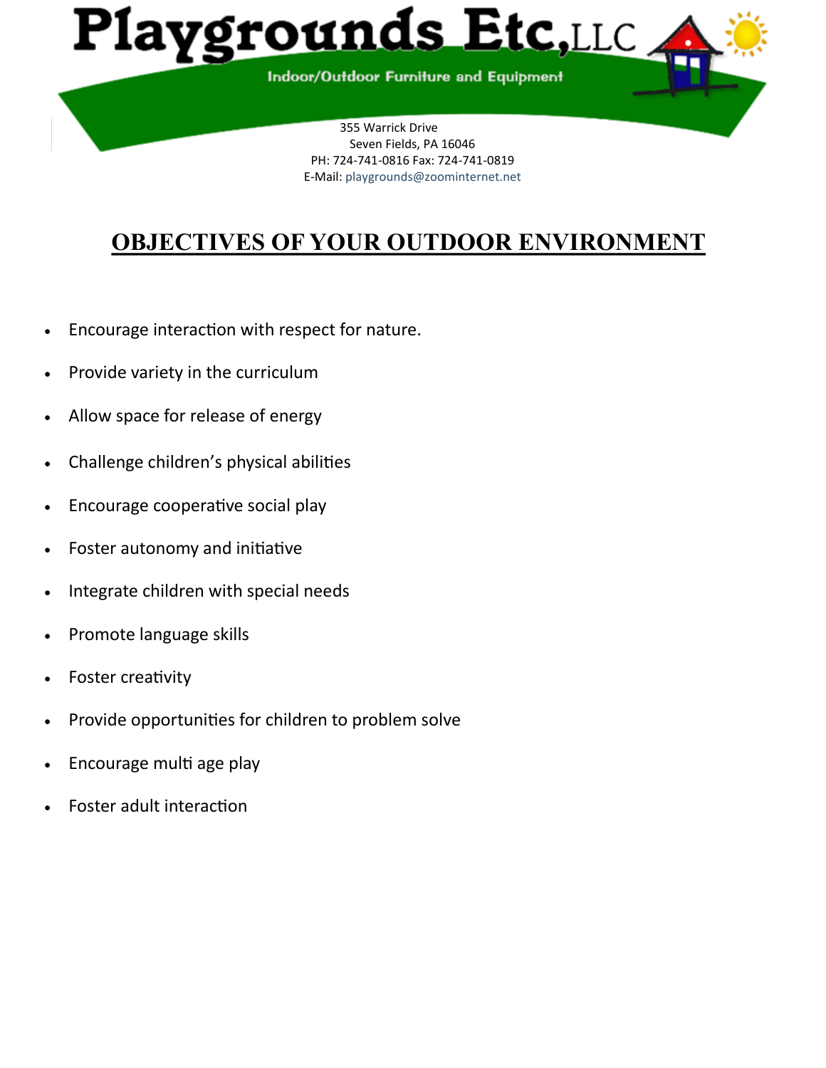# Playgrounds Etc, LLC

Indoor/Outdoor Furniture and Equipment

355 Warrick Drive
Seven Fields, PA 16046
PH: 724-741-0816 Fax: 724-741-0819
E-Mail: playgrounds@zoominternet.net

## OBJECTIVES OF YOUR OUTDOOR ENVIRONMENT

- Encourage interaction with respect for nature.
- Provide variety in the curriculum
- Allow space for release of energy
- Challenge children's physical abilities
- Encourage cooperative social play
- Foster autonomy and initiative
- Integrate children with special needs
- Promote language skills
- Foster creativity
- Provide opportunities for children to problem solve
- Encourage multi age play
- Foster adult interaction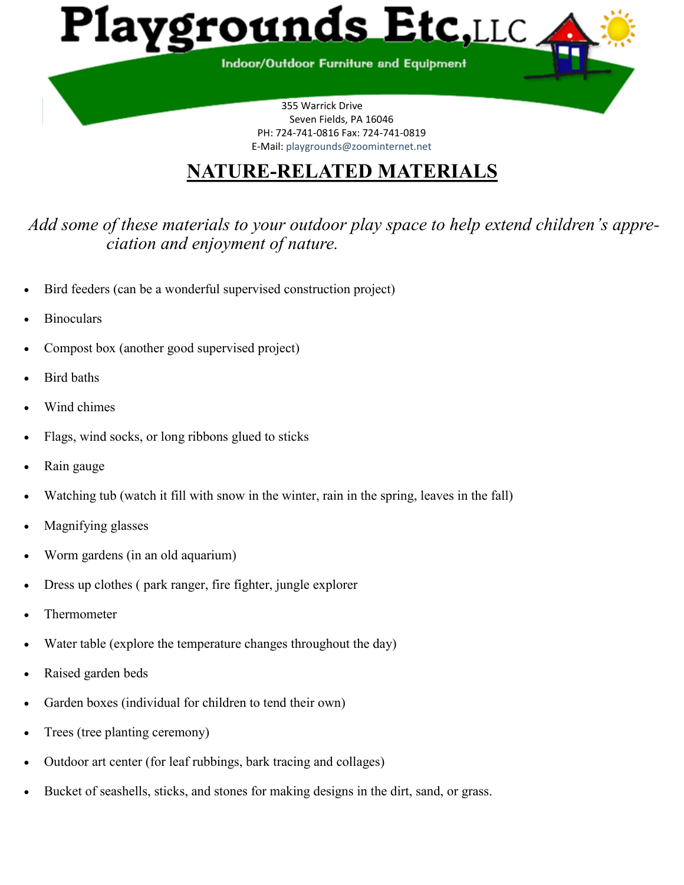# Playgrounds Etc, LLC

Indoor/Outdoor Furniture and Equipment

355 Warrick Drive
Seven Fields, PA 16046
PH: 724-741-0816 Fax: 724-741-0819
E-Mail: playgrounds@zoominternet.net

## NATURE-RELATED MATERIALS

*Add some of these materials to your outdoor play space to help extend children's appreciation and enjoyment of nature.*

- Bird feeders (can be a wonderful supervised construction project)
- Binoculars
- Compost box (another good supervised project)
- Bird baths
- Wind chimes
- Flags, wind socks, or long ribbons glued to sticks
- Rain gauge
- Watching tub (watch it fill with snow in the winter, rain in the spring, leaves in the fall)
- Magnifying glasses
- Worm gardens (in an old aquarium)
- Dress up clothes ( park ranger, fire fighter, jungle explorer
- Thermometer
- Water table (explore the temperature changes throughout the day)
- Raised garden beds
- Garden boxes (individual for children to tend their own)
- Trees (tree planting ceremony)
- Outdoor art center (for leaf rubbings, bark tracing and collages)
- Bucket of seashells, sticks, and stones for making designs in the dirt, sand, or grass.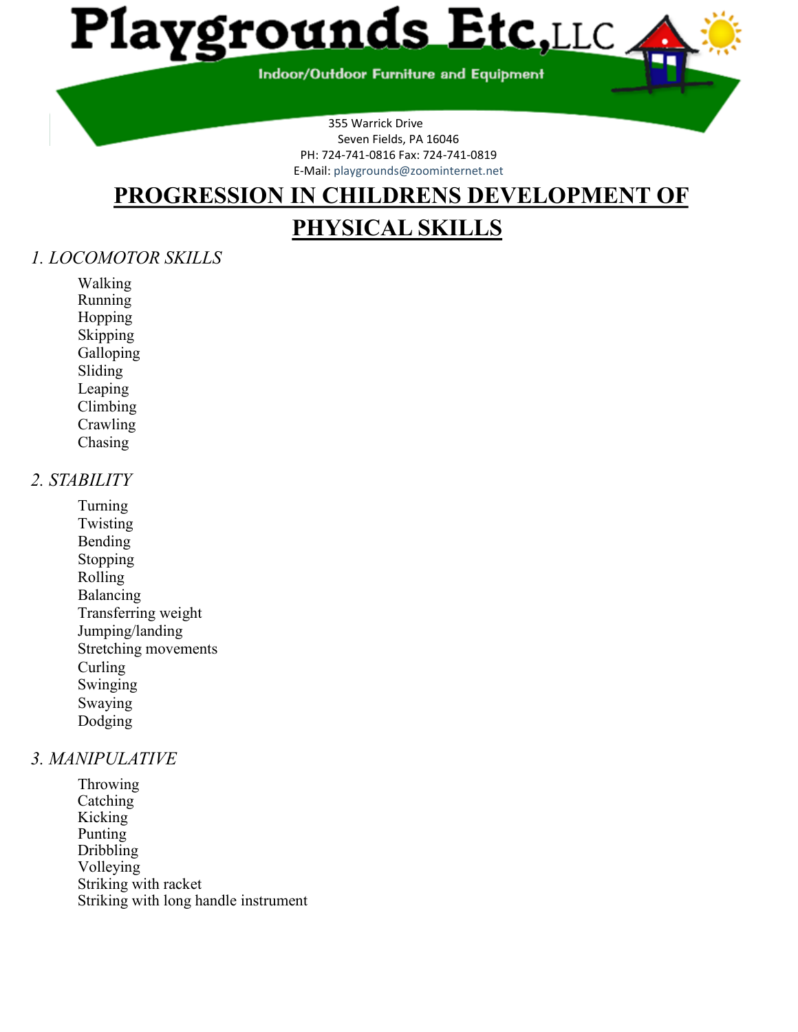# Playgrounds Etc, LLC

Indoor/Outdoor Furniture and Equipment

355 Warrick Drive
Seven Fields, PA 16046
PH: 724-741-0816 Fax: 724-741-0819
E-Mail: playgrounds@zoominternet.net

## PROGRESSION IN CHILDRENS DEVELOPMENT OF PHYSICAL SKILLS

### *1. LOCOMOTOR SKILLS*

Walking
Running
Hopping
Skipping
Galloping
Sliding
Leaping
Climbing
Crawling
Chasing

### *2. STABILITY*

Turning
Twisting
Bending
Stopping
Rolling
Balancing
Transferring weight
Jumping/landing
Stretching movements
Curling
Swinging
Swaying
Dodging

### *3. MANIPULATIVE*

Throwing
Catching
Kicking
Punting
Dribbling
Volleying
Striking with racket
Striking with long handle instrument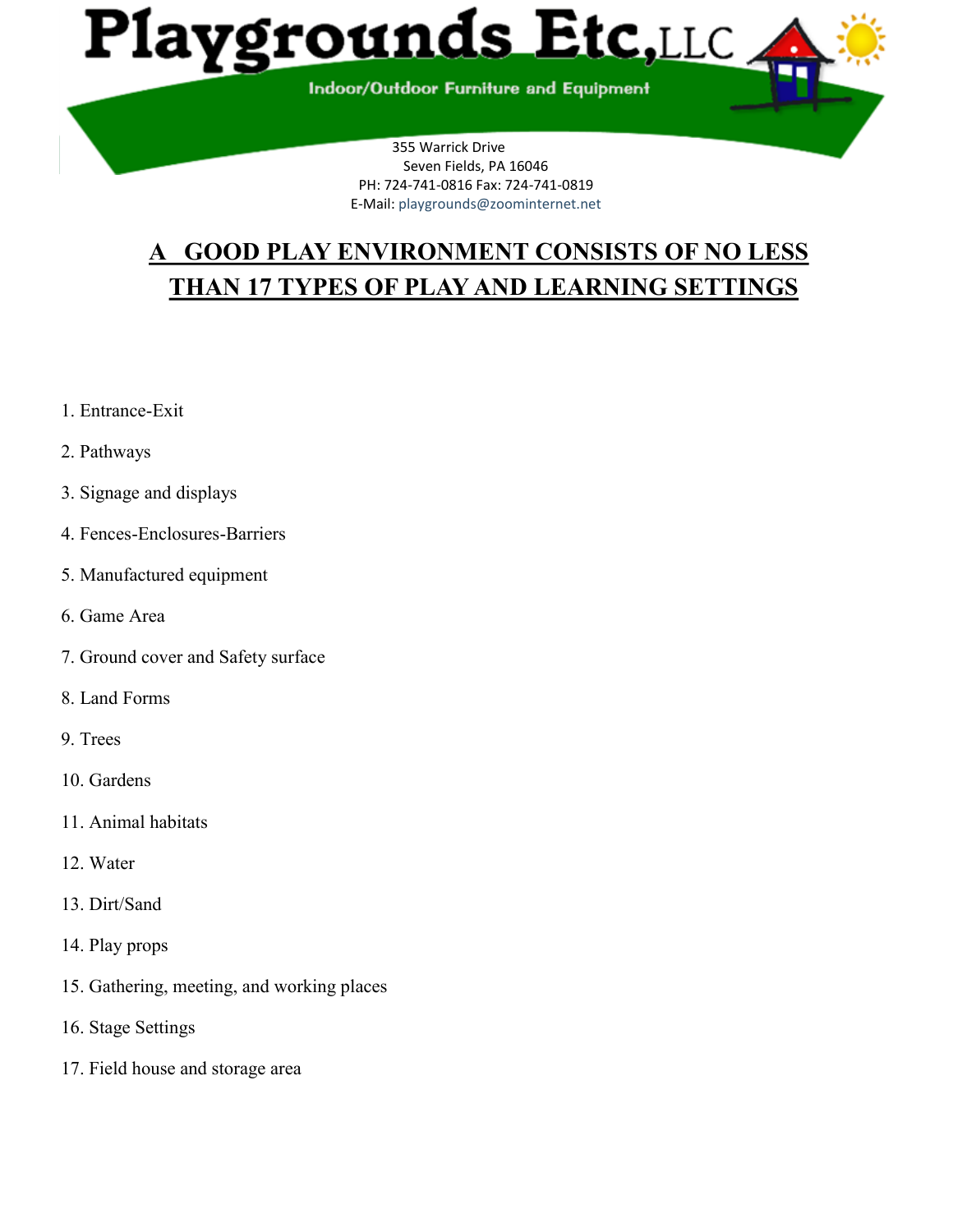# Playgrounds Etc, LLC

Indoor/Outdoor Furniture and Equipment

355 Warrick Drive
Seven Fields, PA 16046
PH: 724-741-0816 Fax: 724-741-0819
E-Mail: playgrounds@zoominternet.net

## A GOOD PLAY ENVIRONMENT CONSISTS OF NO LESS THAN 17 TYPES OF PLAY AND LEARNING SETTINGS

1. Entrance-Exit
2. Pathways
3. Signage and displays
4. Fences-Enclosures-Barriers
5. Manufactured equipment
6. Game Area
7. Ground cover and Safety surface
8. Land Forms
9. Trees
10. Gardens
11. Animal habitats
12. Water
13. Dirt/Sand
14. Play props
15. Gathering, meeting, and working places
16. Stage Settings
17. Field house and storage area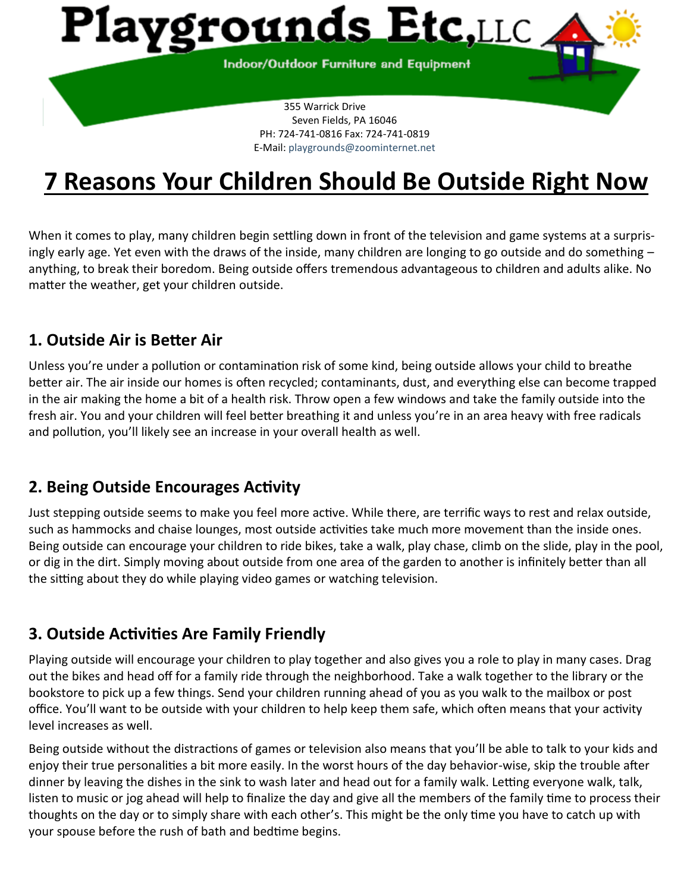# Playgrounds Etc, LLC

Indoor/Outdoor Furniture and Equipment

355 Warrick Drive
Seven Fields, PA 16046
PH: 724-741-0816 Fax: 724-741-0819
E-Mail: playgrounds@zoominternet.net

# 7 Reasons Your Children Should Be Outside Right Now

When it comes to play, many children begin settling down in front of the television and game systems at a surprisingly early age. Yet even with the draws of the inside, many children are longing to go outside and do something – anything, to break their boredom. Being outside offers tremendous advantageous to children and adults alike. No matter the weather, get your children outside.

## 1. Outside Air is Better Air

Unless you're under a pollution or contamination risk of some kind, being outside allows your child to breathe better air. The air inside our homes is often recycled; contaminants, dust, and everything else can become trapped in the air making the home a bit of a health risk. Throw open a few windows and take the family outside into the fresh air. You and your children will feel better breathing it and unless you're in an area heavy with free radicals and pollution, you'll likely see an increase in your overall health as well.

## 2. Being Outside Encourages Activity

Just stepping outside seems to make you feel more active. While there, are terrific ways to rest and relax outside, such as hammocks and chaise lounges, most outside activities take much more movement than the inside ones. Being outside can encourage your children to ride bikes, take a walk, play chase, climb on the slide, play in the pool, or dig in the dirt. Simply moving about outside from one area of the garden to another is infinitely better than all the sitting about they do while playing video games or watching television.

## 3. Outside Activities Are Family Friendly

Playing outside will encourage your children to play together and also gives you a role to play in many cases. Drag out the bikes and head off for a family ride through the neighborhood. Take a walk together to the library or the bookstore to pick up a few things. Send your children running ahead of you as you walk to the mailbox or post office. You'll want to be outside with your children to help keep them safe, which often means that your activity level increases as well.

Being outside without the distractions of games or television also means that you'll be able to talk to your kids and enjoy their true personalities a bit more easily. In the worst hours of the day behavior-wise, skip the trouble after dinner by leaving the dishes in the sink to wash later and head out for a family walk. Letting everyone walk, talk, listen to music or jog ahead will help to finalize the day and give all the members of the family time to process their thoughts on the day or to simply share with each other's. This might be the only time you have to catch up with your spouse before the rush of bath and bedtime begins.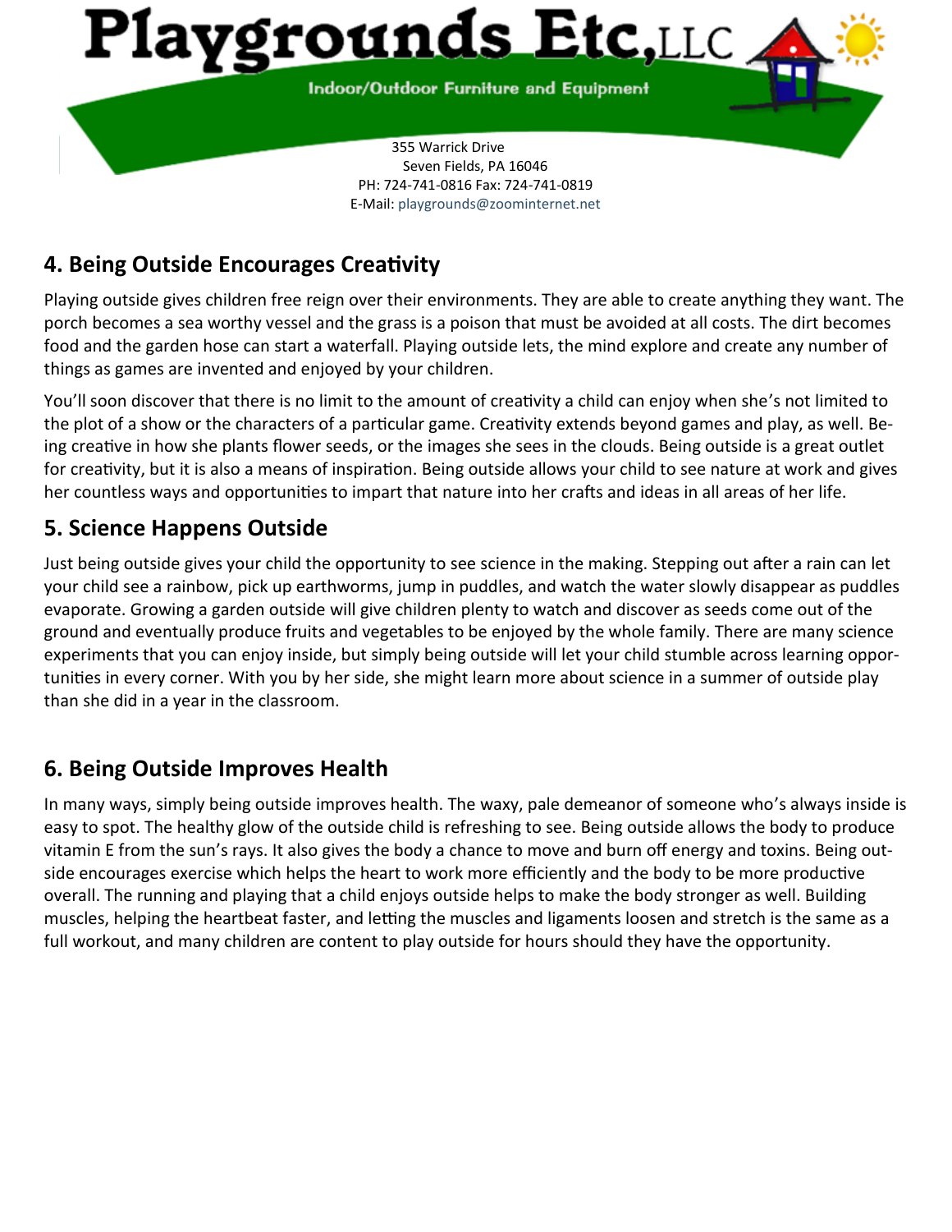# Playgrounds Etc, LLC

Indoor/Outdoor Furniture and Equipment

355 Warrick Drive
Seven Fields, PA 16046
PH: 724-741-0816 Fax: 724-741-0819
E-Mail: playgrounds@zoominternet.net

## 4. Being Outside Encourages Creativity

Playing outside gives children free reign over their environments. They are able to create anything they want. The porch becomes a sea worthy vessel and the grass is a poison that must be avoided at all costs. The dirt becomes food and the garden hose can start a waterfall. Playing outside lets, the mind explore and create any number of things as games are invented and enjoyed by your children.

You'll soon discover that there is no limit to the amount of creativity a child can enjoy when she's not limited to the plot of a show or the characters of a particular game. Creativity extends beyond games and play, as well. Being creative in how she plants flower seeds, or the images she sees in the clouds. Being outside is a great outlet for creativity, but it is also a means of inspiration. Being outside allows your child to see nature at work and gives her countless ways and opportunities to impart that nature into her crafts and ideas in all areas of her life.

## 5. Science Happens Outside

Just being outside gives your child the opportunity to see science in the making. Stepping out after a rain can let your child see a rainbow, pick up earthworms, jump in puddles, and watch the water slowly disappear as puddles evaporate. Growing a garden outside will give children plenty to watch and discover as seeds come out of the ground and eventually produce fruits and vegetables to be enjoyed by the whole family. There are many science experiments that you can enjoy inside, but simply being outside will let your child stumble across learning opportunities in every corner. With you by her side, she might learn more about science in a summer of outside play than she did in a year in the classroom.

## 6. Being Outside Improves Health

In many ways, simply being outside improves health. The waxy, pale demeanor of someone who's always inside is easy to spot. The healthy glow of the outside child is refreshing to see. Being outside allows the body to produce vitamin E from the sun's rays. It also gives the body a chance to move and burn off energy and toxins. Being outside encourages exercise which helps the heart to work more efficiently and the body to be more productive overall. The running and playing that a child enjoys outside helps to make the body stronger as well. Building muscles, helping the heartbeat faster, and letting the muscles and ligaments loosen and stretch is the same as a full workout, and many children are content to play outside for hours should they have the opportunity.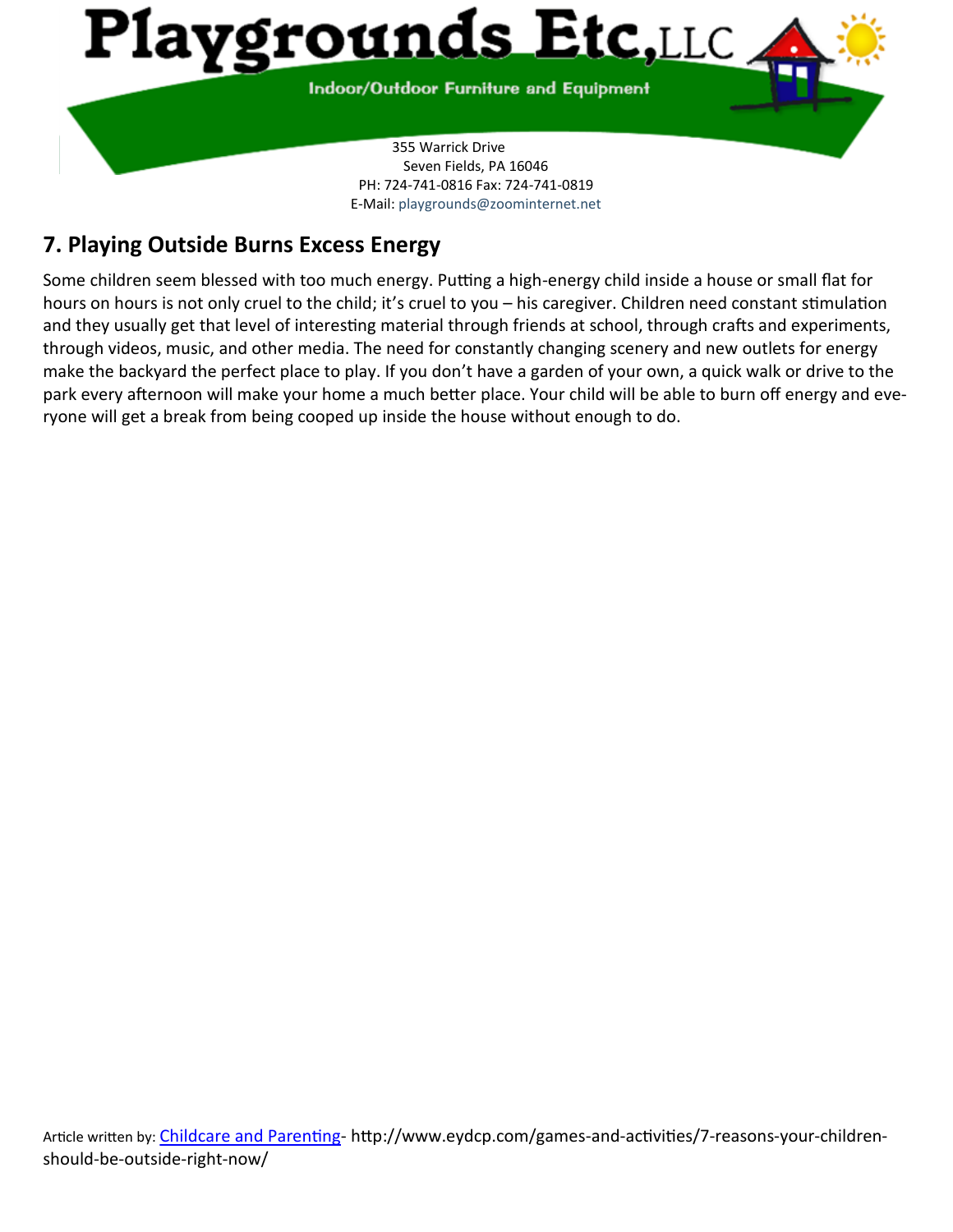# Playgrounds Etc, LLC

Indoor/Outdoor Furniture and Equipment

355 Warrick Drive
Seven Fields, PA 16046
PH: 724-741-0816 Fax: 724-741-0819
E-Mail: playgrounds@zoominternet.net

## 7. Playing Outside Burns Excess Energy

Some children seem blessed with too much energy. Putting a high-energy child inside a house or small flat for hours on hours is not only cruel to the child; it's cruel to you – his caregiver. Children need constant stimulation and they usually get that level of interesting material through friends at school, through crafts and experiments, through videos, music, and other media. The need for constantly changing scenery and new outlets for energy make the backyard the perfect place to play. If you don't have a garden of your own, a quick walk or drive to the park every afternoon will make your home a much better place. Your child will be able to burn off energy and everyone will get a break from being cooped up inside the house without enough to do.

Article written by: [Childcare and Parenting](http://www.eydcp.com/games-and-activities/7-reasons-your-children-should-be-outside-right-now/)- http://www.eydcp.com/games-and-activities/7-reasons-your-children-should-be-outside-right-now/